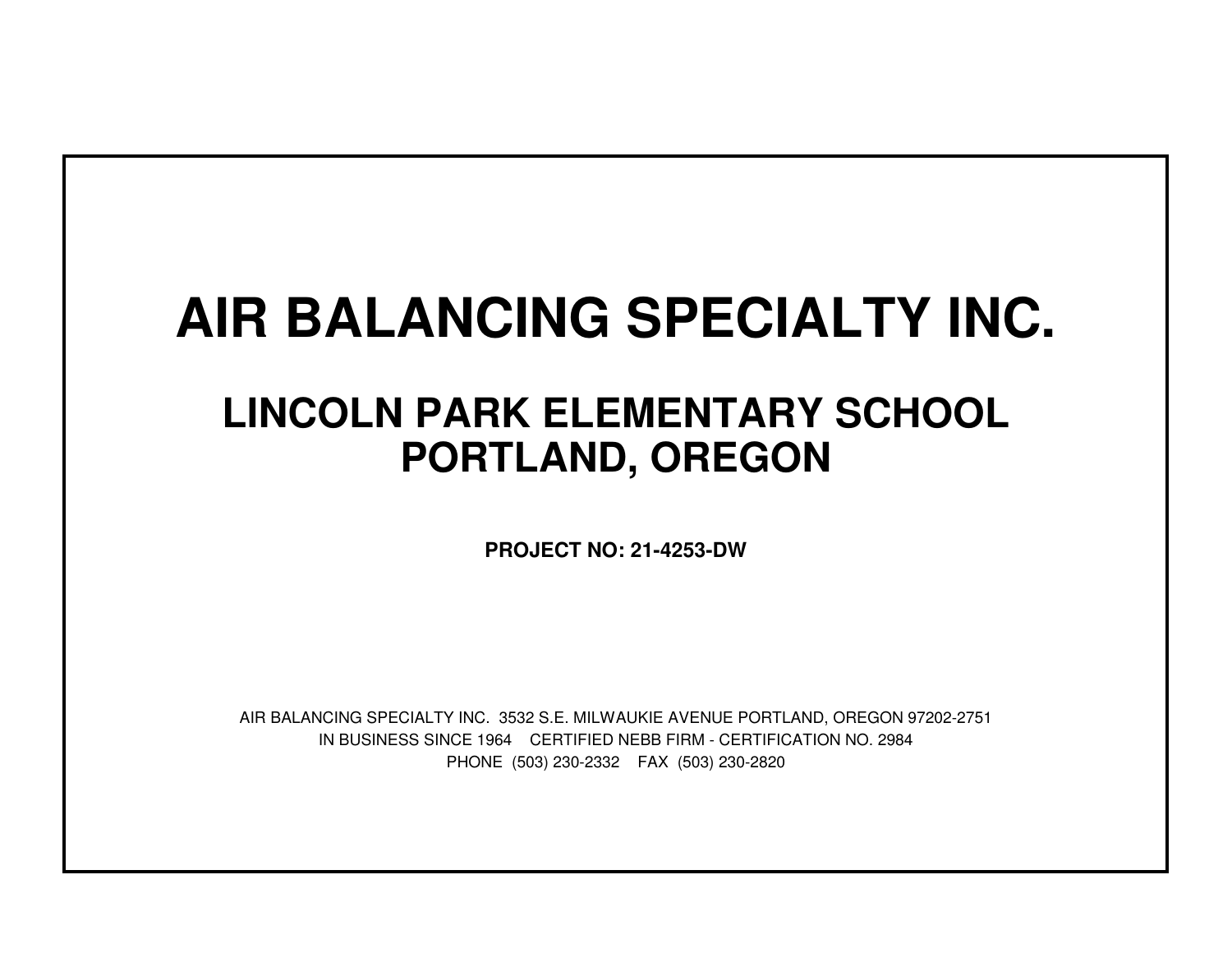# AIR BALANCING SPECIALTY INC.

## LINCOLN PARK ELEMENTARY SCHOOL
## PORTLAND, OREGON

**PROJECT NO: 21-4253-DW**

AIR BALANCING SPECIALTY INC. 3532 S.E. MILWAUKIE AVENUE PORTLAND, OREGON 97202-2751
IN BUSINESS SINCE 1964 CERTIFIED NEBB FIRM - CERTIFICATION NO. 2984
PHONE (503) 230-2332 FAX (503) 230-2820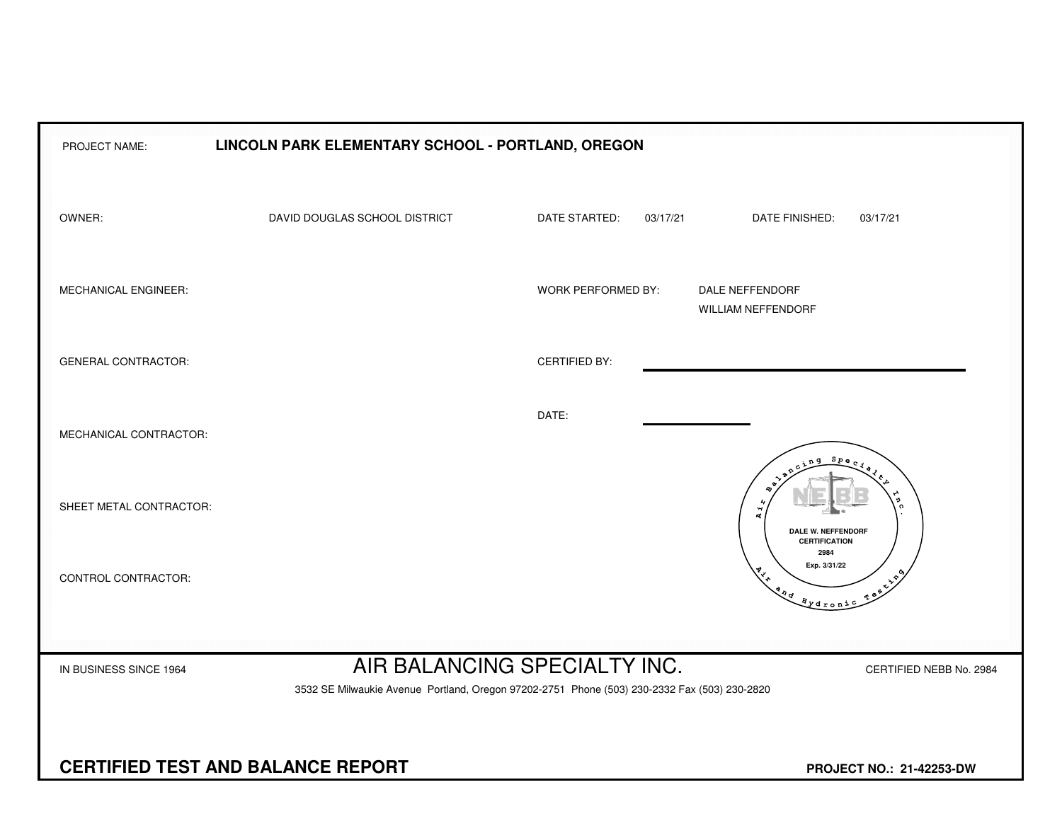PROJECT NAME: **LINCOLN PARK ELEMENTARY SCHOOL - PORTLAND, OREGON**

| | | | | | |
|---|---|---|---|---|---|
| OWNER: | DAVID DOUGLAS SCHOOL DISTRICT | DATE STARTED: | 03/17/21 | DATE FINISHED: | 03/17/21 |
| MECHANICAL ENGINEER: | | WORK PERFORMED BY: | DALE NEFFENDORF<br>WILLIAM NEFFENDORF | | |
| GENERAL CONTRACTOR: | | CERTIFIED BY: | | | |
| MECHANICAL CONTRACTOR: | | DATE: | | | |
| SHEET METAL CONTRACTOR: | | | | | |
| CONTROL CONTRACTOR: | | | | | |

Air Balancing Specialty Inc. — Air and Hydronic Testing
NEBB
DALE W. NEFFENDORF
CERTIFICATION
2984
Exp. 3/31/22

IN BUSINESS SINCE 1964

# AIR BALANCING SPECIALTY INC.

CERTIFIED NEBB No. 2984

3532 SE Milwaukie Avenue Portland, Oregon 97202-2751 Phone (503) 230-2332 Fax (503) 230-2820

**CERTIFIED TEST AND BALANCE REPORT**

**PROJECT NO.: 21-42253-DW**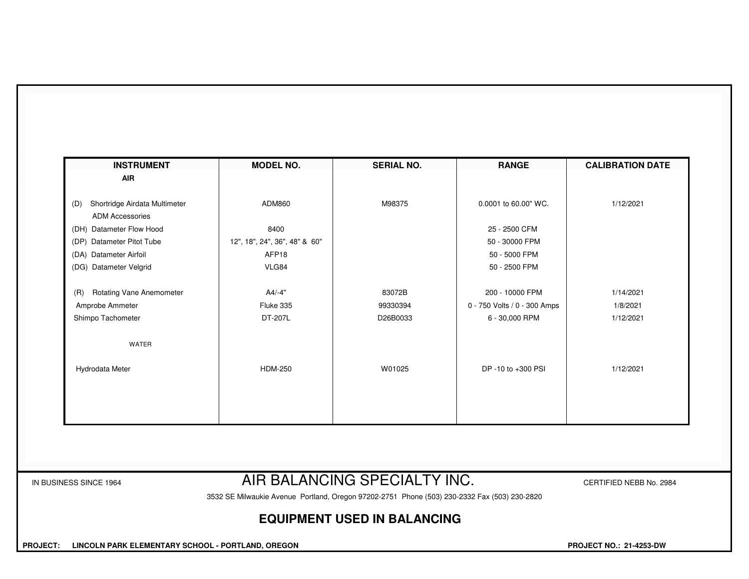| INSTRUMENT | MODEL NO. | SERIAL NO. | RANGE | CALIBRATION DATE |
|---|---|---|---|---|
| **AIR** | | | | |
| (D) Shortridge Airdata Multimeter | ADM860 | M98375 | 0.0001 to 60.00" WC. | 1/12/2021 |
| ADM Accessories | | | | |
| (DH) Datameter Flow Hood | 8400 | | 25 - 2500 CFM | |
| (DP) Datameter Pitot Tube | 12", 18", 24", 36", 48" & 60" | | 50 - 30000 FPM | |
| (DA) Datameter Airfoil | AFP18 | | 50 - 5000 FPM | |
| (DG) Datameter Velgrid | VLG84 | | 50 - 2500 FPM | |
| (R) Rotating Vane Anemometer | A4/-4" | 83072B | 200 - 10000 FPM | 1/14/2021 |
| Amprobe Ammeter | Fluke 335 | 99330394 | 0 - 750 Volts / 0 - 300 Amps | 1/8/2021 |
| Shimpo Tachometer | DT-207L | D26B0033 | 6 - 30,000 RPM | 1/12/2021 |
| WATER | | | | |
| Hydrodata Meter | HDM-250 | W01025 | DP -10 to +300 PSI | 1/12/2021 |

IN BUSINESS SINCE 1964

# AIR BALANCING SPECIALTY INC.

CERTIFIED NEBB No. 2984

3532 SE Milwaukie Avenue Portland, Oregon 97202-2751 Phone (503) 230-2332 Fax (503) 230-2820

## EQUIPMENT USED IN BALANCING

**PROJECT: LINCOLN PARK ELEMENTARY SCHOOL - PORTLAND, OREGON**

**PROJECT NO.: 21-4253-DW**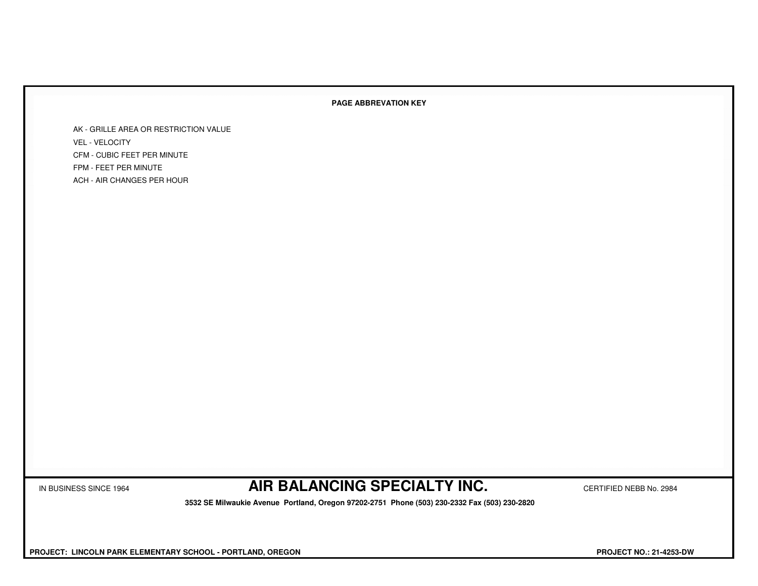**PAGE ABBREVATION KEY**

AK - GRILLE AREA OR RESTRICTION VALUE

VEL - VELOCITY

CFM - CUBIC FEET PER MINUTE

FPM - FEET PER MINUTE

ACH - AIR CHANGES PER HOUR

IN BUSINESS SINCE 1964

# AIR BALANCING SPECIALTY INC.

CERTIFIED NEBB No. 2984

**3532 SE Milwaukie Avenue Portland, Oregon 97202-2751 Phone (503) 230-2332 Fax (503) 230-2820**

**PROJECT: LINCOLN PARK ELEMENTARY SCHOOL - PORTLAND, OREGON**

**PROJECT NO.: 21-4253-DW**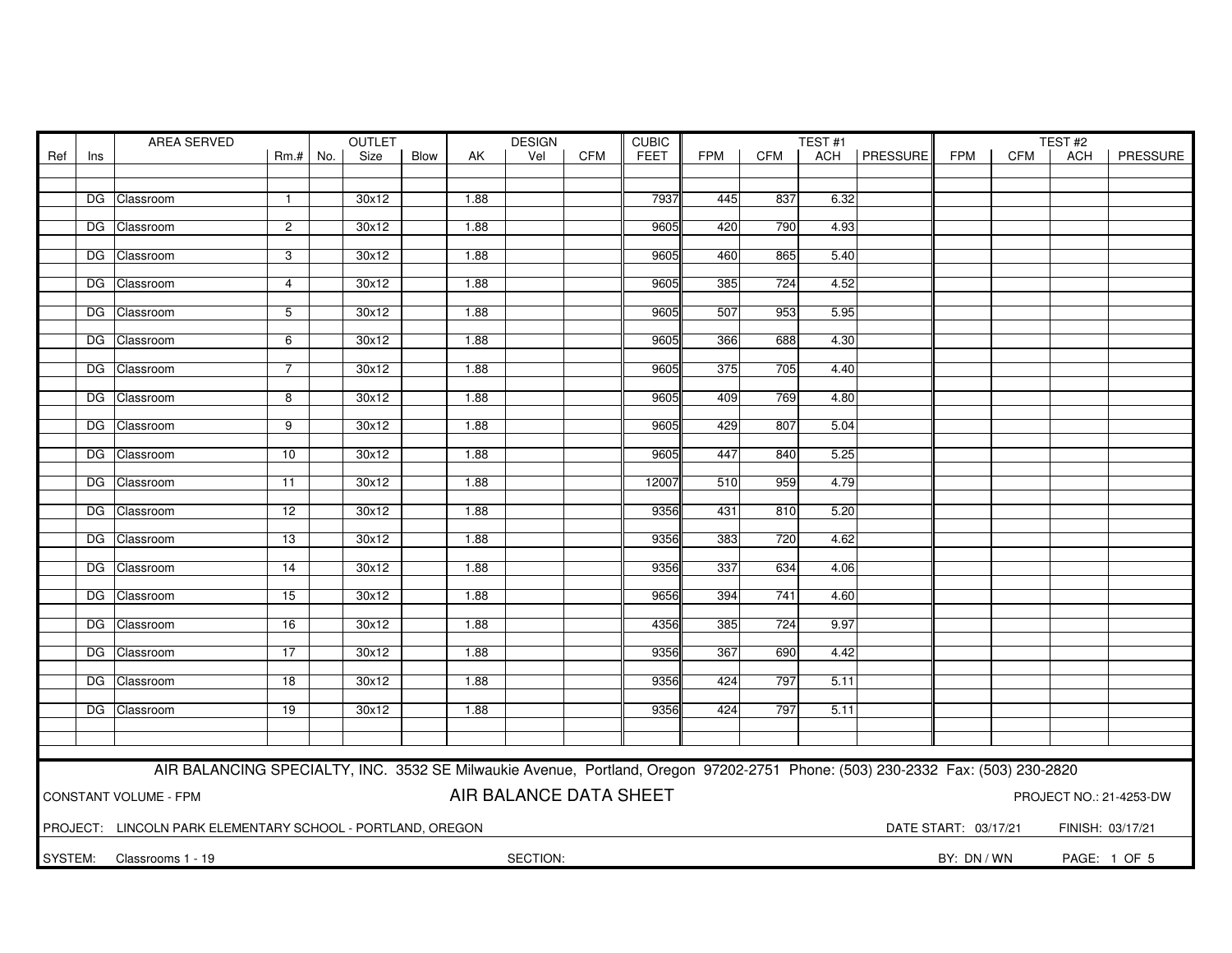| Ref | Ins | AREA SERVED | Rm.# | OUTLET No. | OUTLET Size | OUTLET Blow | DESIGN AK | DESIGN Vel | DESIGN CFM | CUBIC FEET | TEST #1 FPM | TEST #1 CFM | TEST #1 ACH | TEST #1 PRESSURE | TEST #2 FPM | TEST #2 CFM | TEST #2 ACH | TEST #2 PRESSURE |
|---|---|---|---|---|---|---|---|---|---|---|---|---|---|---|---|---|---|---|
| | DG | Classroom | 1 | | 30x12 | | 1.88 | | | 7937 | 445 | 837 | 6.32 | | | | | |
| | DG | Classroom | 2 | | 30x12 | | 1.88 | | | 9605 | 420 | 790 | 4.93 | | | | | |
| | DG | Classroom | 3 | | 30x12 | | 1.88 | | | 9605 | 460 | 865 | 5.40 | | | | | |
| | DG | Classroom | 4 | | 30x12 | | 1.88 | | | 9605 | 385 | 724 | 4.52 | | | | | |
| | DG | Classroom | 5 | | 30x12 | | 1.88 | | | 9605 | 507 | 953 | 5.95 | | | | | |
| | DG | Classroom | 6 | | 30x12 | | 1.88 | | | 9605 | 366 | 688 | 4.30 | | | | | |
| | DG | Classroom | 7 | | 30x12 | | 1.88 | | | 9605 | 375 | 705 | 4.40 | | | | | |
| | DG | Classroom | 8 | | 30x12 | | 1.88 | | | 9605 | 409 | 769 | 4.80 | | | | | |
| | DG | Classroom | 9 | | 30x12 | | 1.88 | | | 9605 | 429 | 807 | 5.04 | | | | | |
| | DG | Classroom | 10 | | 30x12 | | 1.88 | | | 9605 | 447 | 840 | 5.25 | | | | | |
| | DG | Classroom | 11 | | 30x12 | | 1.88 | | | 12007 | 510 | 959 | 4.79 | | | | | |
| | DG | Classroom | 12 | | 30x12 | | 1.88 | | | 9356 | 431 | 810 | 5.20 | | | | | |
| | DG | Classroom | 13 | | 30x12 | | 1.88 | | | 9356 | 383 | 720 | 4.62 | | | | | |
| | DG | Classroom | 14 | | 30x12 | | 1.88 | | | 9356 | 337 | 634 | 4.06 | | | | | |
| | DG | Classroom | 15 | | 30x12 | | 1.88 | | | 9656 | 394 | 741 | 4.60 | | | | | |
| | DG | Classroom | 16 | | 30x12 | | 1.88 | | | 4356 | 385 | 724 | 9.97 | | | | | |
| | DG | Classroom | 17 | | 30x12 | | 1.88 | | | 9356 | 367 | 690 | 4.42 | | | | | |
| | DG | Classroom | 18 | | 30x12 | | 1.88 | | | 9356 | 424 | 797 | 5.11 | | | | | |
| | DG | Classroom | 19 | | 30x12 | | 1.88 | | | 9356 | 424 | 797 | 5.11 | | | | | |

AIR BALANCING SPECIALTY, INC. 3532 SE Milwaukie Avenue, Portland, Oregon 97202-2751 Phone: (503) 230-2332 Fax: (503) 230-2820

CONSTANT VOLUME - FPM

## AIR BALANCE DATA SHEET

PROJECT NO.: 21-4253-DW

PROJECT: LINCOLN PARK ELEMENTARY SCHOOL - PORTLAND, OREGON

DATE START: 03/17/21 FINISH: 03/17/21

SYSTEM: Classrooms 1 - 19

SECTION:

BY: DN / WN

PAGE: 1 OF 5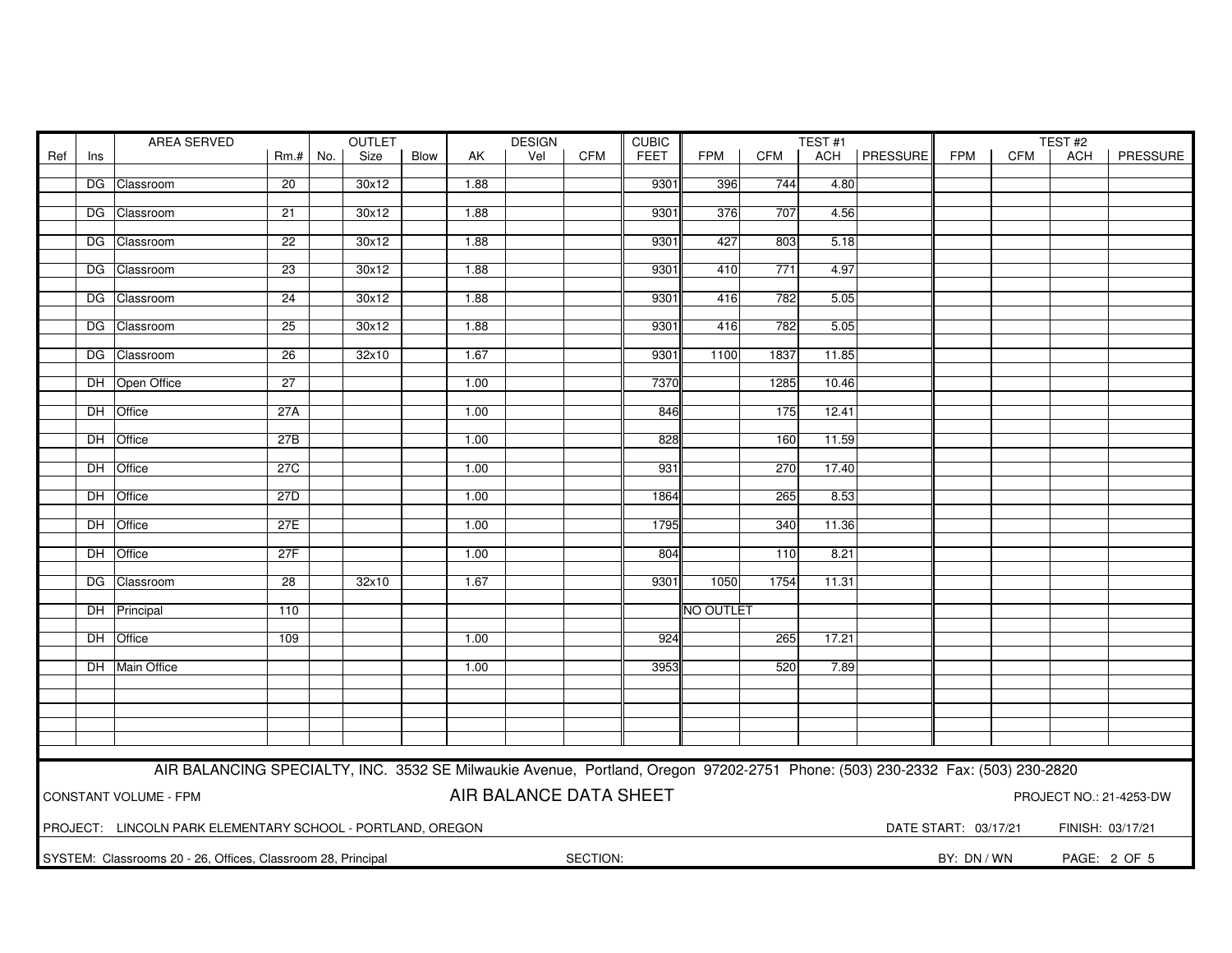| Ref | Ins | AREA SERVED | Rm.# | OUTLET No. | OUTLET Size | OUTLET Blow | DESIGN AK | DESIGN Vel | DESIGN CFM | CUBIC FEET | TEST #1 FPM | TEST #1 CFM | TEST #1 ACH | TEST #1 PRESSURE | TEST #2 FPM | TEST #2 CFM | TEST #2 ACH | TEST #2 PRESSURE |
|---|---|---|---|---|---|---|---|---|---|---|---|---|---|---|---|---|---|---|
| | DG | Classroom | 20 | | 30x12 | | 1.88 | | | 9301 | 396 | 744 | 4.80 | | | | | |
| | DG | Classroom | 21 | | 30x12 | | 1.88 | | | 9301 | 376 | 707 | 4.56 | | | | | |
| | DG | Classroom | 22 | | 30x12 | | 1.88 | | | 9301 | 427 | 803 | 5.18 | | | | | |
| | DG | Classroom | 23 | | 30x12 | | 1.88 | | | 9301 | 410 | 771 | 4.97 | | | | | |
| | DG | Classroom | 24 | | 30x12 | | 1.88 | | | 9301 | 416 | 782 | 5.05 | | | | | |
| | DG | Classroom | 25 | | 30x12 | | 1.88 | | | 9301 | 416 | 782 | 5.05 | | | | | |
| | DG | Classroom | 26 | | 32x10 | | 1.67 | | | 9301 | 1100 | 1837 | 11.85 | | | | | |
| | DH | Open Office | 27 | | | | 1.00 | | | 7370 | | 1285 | 10.46 | | | | | |
| | DH | Office | 27A | | | | 1.00 | | | 846 | | 175 | 12.41 | | | | | |
| | DH | Office | 27B | | | | 1.00 | | | 828 | | 160 | 11.59 | | | | | |
| | DH | Office | 27C | | | | 1.00 | | | 931 | | 270 | 17.40 | | | | | |
| | DH | Office | 27D | | | | 1.00 | | | 1864 | | 265 | 8.53 | | | | | |
| | DH | Office | 27E | | | | 1.00 | | | 1795 | | 340 | 11.36 | | | | | |
| | DH | Office | 27F | | | | 1.00 | | | 804 | | 110 | 8.21 | | | | | |
| | DG | Classroom | 28 | | 32x10 | | 1.67 | | | 9301 | 1050 | 1754 | 11.31 | | | | | |
| | DH | Principal | 110 | | | | | | | | NO OUTLET | | | | | | | |
| | DH | Office | 109 | | | | 1.00 | | | 924 | | 265 | 17.21 | | | | | |
| | DH | Main Office | | | | | 1.00 | | | 3953 | | 520 | 7.89 | | | | | |

AIR BALANCING SPECIALTY, INC. 3532 SE Milwaukie Avenue, Portland, Oregon 97202-2751 Phone: (503) 230-2332 Fax: (503) 230-2820

CONSTANT VOLUME - FPM

**AIR BALANCE DATA SHEET**

PROJECT NO.: 21-4253-DW

PROJECT: LINCOLN PARK ELEMENTARY SCHOOL - PORTLAND, OREGON

DATE START: 03/17/21 FINISH: 03/17/21

SYSTEM: Classrooms 20 - 26, Offices, Classroom 28, Principal

SECTION:

BY: DN / WN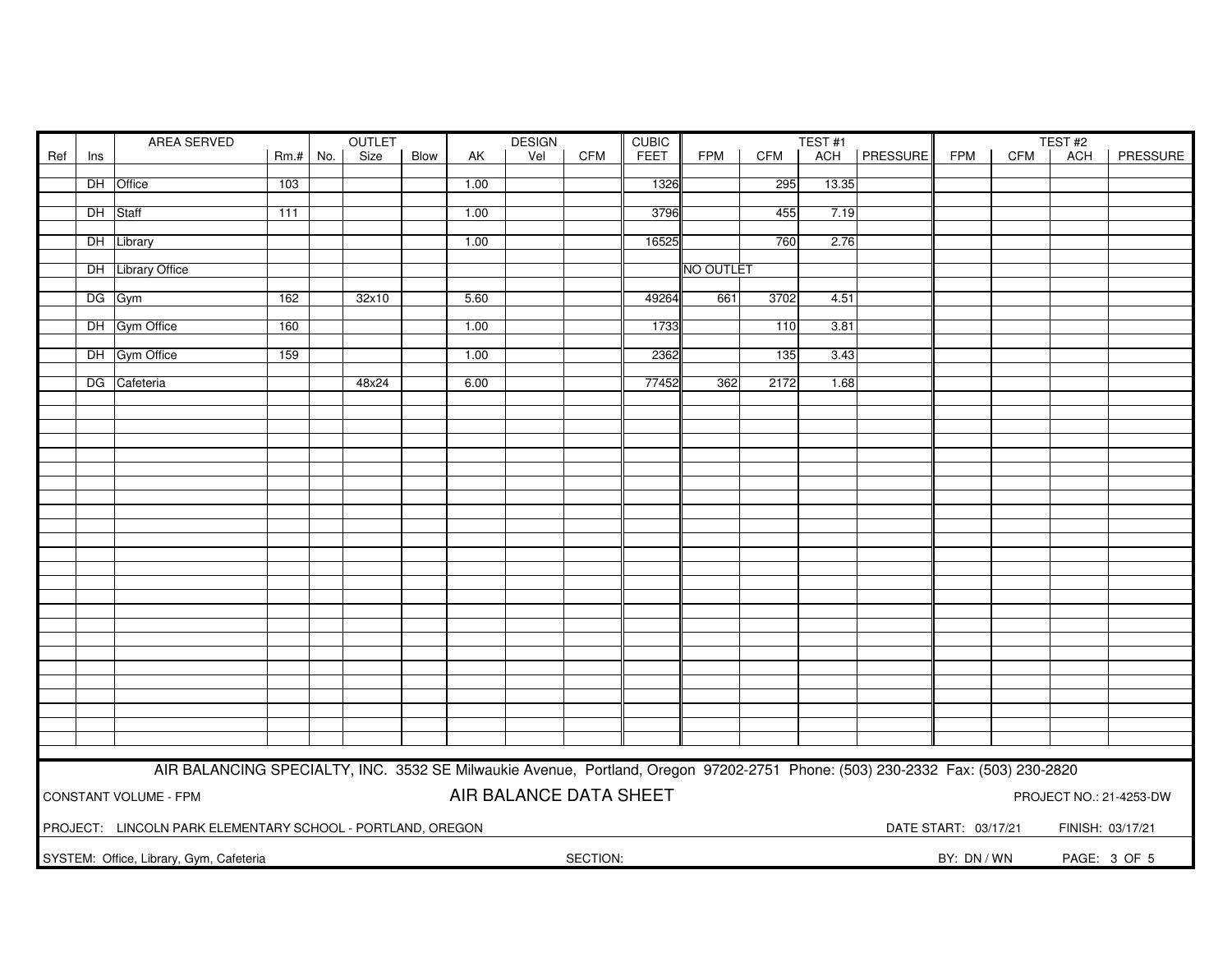| Ref | Ins | AREA SERVED | Rm.# | OUTLET No. | OUTLET Size | OUTLET Blow | DESIGN AK | DESIGN Vel | DESIGN CFM | CUBIC FEET | TEST #1 FPM | TEST #1 CFM | TEST #1 ACH | TEST #1 PRESSURE | TEST #2 FPM | TEST #2 CFM | TEST #2 ACH | TEST #2 PRESSURE |
|---|---|---|---|---|---|---|---|---|---|---|---|---|---|---|---|---|---|---|
| | DH | Office | 103 | | | | 1.00 | | | 1326 | | 295 | 13.35 | | | | | |
| | DH | Staff | 111 | | | | 1.00 | | | 3796 | | 455 | 7.19 | | | | | |
| | DH | Library | | | | | 1.00 | | | 16525 | | 760 | 2.76 | | | | | |
| | DH | Library Office | | | | | | | | | NO OUTLET | | | | | | | |
| | DG | Gym | 162 | | 32x10 | | 5.60 | | | 49264 | 661 | 3702 | 4.51 | | | | | |
| | DH | Gym Office | 160 | | | | 1.00 | | | 1733 | | 110 | 3.81 | | | | | |
| | DH | Gym Office | 159 | | | | 1.00 | | | 2362 | | 135 | 3.43 | | | | | |
| | DG | Cafeteria | | | 48x24 | | 6.00 | | | 77452 | 362 | 2172 | 1.68 | | | | | |

AIR BALANCING SPECIALTY, INC. 3532 SE Milwaukie Avenue, Portland, Oregon 97202-2751 Phone: (503) 230-2332 Fax: (503) 230-2820

CONSTANT VOLUME - FPM

## AIR BALANCE DATA SHEET

PROJECT NO.: 21-4253-DW

PROJECT: LINCOLN PARK ELEMENTARY SCHOOL - PORTLAND, OREGON

DATE START: 03/17/21 FINISH: 03/17/21

SYSTEM: Office, Library, Gym, Cafeteria

SECTION:

BY: DN / WN

PAGE: 3 OF 5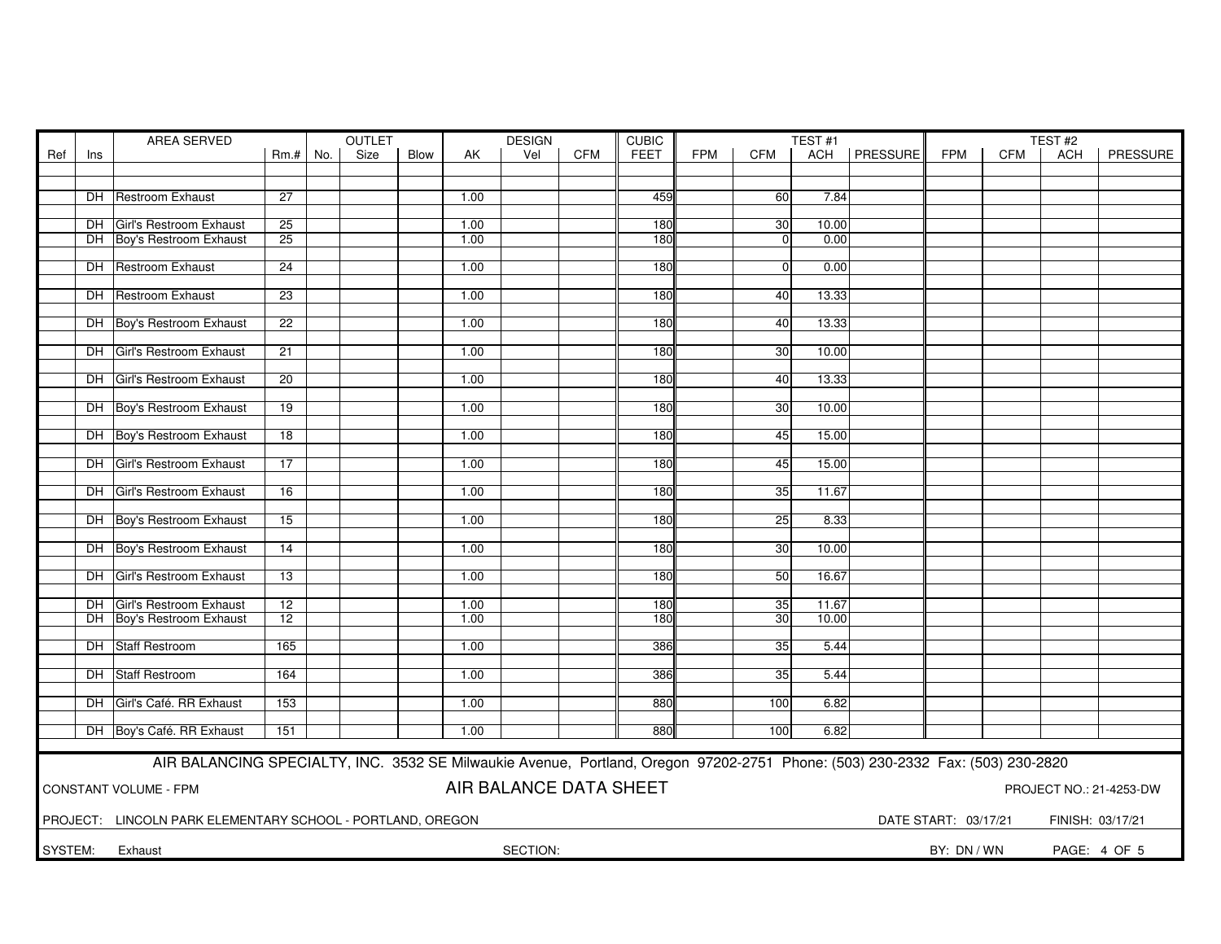| Ref | Ins | AREA SERVED | Rm.# | OUTLET No. | OUTLET Size | OUTLET Blow | DESIGN AK | DESIGN Vel | DESIGN CFM | CUBIC FEET | TEST #1 FPM | TEST #1 CFM | TEST #1 ACH | TEST #1 PRESSURE | TEST #2 FPM | TEST #2 CFM | TEST #2 ACH | TEST #2 PRESSURE |
|---|---|---|---|---|---|---|---|---|---|---|---|---|---|---|---|---|---|---|
| | DH | Restroom Exhaust | 27 | | | | 1.00 | | | 459 | | 60 | 7.84 | | | | | |
| | DH | Girl's Restroom Exhaust | 25 | | | | 1.00 | | | 180 | | 30 | 10.00 | | | | | |
| | DH | Boy's Restroom Exhaust | 25 | | | | 1.00 | | | 180 | | 0 | 0.00 | | | | | |
| | DH | Restroom Exhaust | 24 | | | | 1.00 | | | 180 | | 0 | 0.00 | | | | | |
| | DH | Restroom Exhaust | 23 | | | | 1.00 | | | 180 | | 40 | 13.33 | | | | | |
| | DH | Boy's Restroom Exhaust | 22 | | | | 1.00 | | | 180 | | 40 | 13.33 | | | | | |
| | DH | Girl's Restroom Exhaust | 21 | | | | 1.00 | | | 180 | | 30 | 10.00 | | | | | |
| | DH | Girl's Restroom Exhaust | 20 | | | | 1.00 | | | 180 | | 40 | 13.33 | | | | | |
| | DH | Boy's Restroom Exhaust | 19 | | | | 1.00 | | | 180 | | 30 | 10.00 | | | | | |
| | DH | Boy's Restroom Exhaust | 18 | | | | 1.00 | | | 180 | | 45 | 15.00 | | | | | |
| | DH | Girl's Restroom Exhaust | 17 | | | | 1.00 | | | 180 | | 45 | 15.00 | | | | | |
| | DH | Girl's Restroom Exhaust | 16 | | | | 1.00 | | | 180 | | 35 | 11.67 | | | | | |
| | DH | Boy's Restroom Exhaust | 15 | | | | 1.00 | | | 180 | | 25 | 8.33 | | | | | |
| | DH | Boy's Restroom Exhaust | 14 | | | | 1.00 | | | 180 | | 30 | 10.00 | | | | | |
| | DH | Girl's Restroom Exhaust | 13 | | | | 1.00 | | | 180 | | 50 | 16.67 | | | | | |
| | DH | Girl's Restroom Exhaust | 12 | | | | 1.00 | | | 180 | | 35 | 11.67 | | | | | |
| | DH | Boy's Restroom Exhaust | 12 | | | | 1.00 | | | 180 | | 30 | 10.00 | | | | | |
| | DH | Staff Restroom | 165 | | | | 1.00 | | | 386 | | 35 | 5.44 | | | | | |
| | DH | Staff Restroom | 164 | | | | 1.00 | | | 386 | | 35 | 5.44 | | | | | |
| | DH | Girl's Café. RR Exhaust | 153 | | | | 1.00 | | | 880 | | 100 | 6.82 | | | | | |
| | DH | Boy's Café. RR Exhaust | 151 | | | | 1.00 | | | 880 | | 100 | 6.82 | | | | | |

AIR BALANCING SPECIALTY, INC. 3532 SE Milwaukie Avenue, Portland, Oregon 97202-2751 Phone: (503) 230-2332 Fax: (503) 230-2820

CONSTANT VOLUME - FPM

**AIR BALANCE DATA SHEET**

PROJECT NO.: 21-4253-DW

PROJECT: LINCOLN PARK ELEMENTARY SCHOOL - PORTLAND, OREGON

DATE START: 03/17/21 FINISH: 03/17/21

SYSTEM: Exhaust SECTION: BY: DN / WN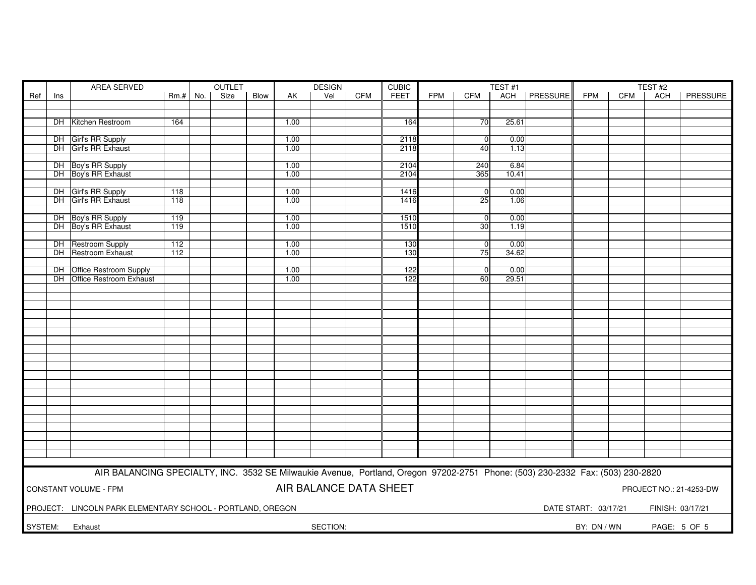| Ref | Ins | AREA SERVED | Rm.# | OUTLET No. | OUTLET Size | OUTLET Blow | DESIGN AK | DESIGN Vel | DESIGN CFM | CUBIC FEET | TEST #1 FPM | TEST #1 CFM | TEST #1 ACH | TEST #1 PRESSURE | TEST #2 FPM | TEST #2 CFM | TEST #2 ACH | TEST #2 PRESSURE |
|---|---|---|---|---|---|---|---|---|---|---|---|---|---|---|---|---|---|---|
| | DH | Kitchen Restroom | 164 | | | | 1.00 | | | 164 | | 70 | 25.61 | | | | | |
| | DH | Girl's RR Supply | | | | | 1.00 | | | 2118 | | 0 | 0.00 | | | | | |
| | DH | Girl's RR Exhaust | | | | | 1.00 | | | 2118 | | 40 | 1.13 | | | | | |
| | DH | Boy's RR Supply | | | | | 1.00 | | | 2104 | | 240 | 6.84 | | | | | |
| | DH | Boy's RR Exhaust | | | | | 1.00 | | | 2104 | | 365 | 10.41 | | | | | |
| | DH | Girl's RR Supply | 118 | | | | 1.00 | | | 1416 | | 0 | 0.00 | | | | | |
| | DH | Girl's RR Exhaust | 118 | | | | 1.00 | | | 1416 | | 25 | 1.06 | | | | | |
| | DH | Boy's RR Supply | 119 | | | | 1.00 | | | 1510 | | 0 | 0.00 | | | | | |
| | DH | Boy's RR Exhaust | 119 | | | | 1.00 | | | 1510 | | 30 | 1.19 | | | | | |
| | DH | Restroom Supply | 112 | | | | 1.00 | | | 130 | | 0 | 0.00 | | | | | |
| | DH | Restroom Exhaust | 112 | | | | 1.00 | | | 130 | | 75 | 34.62 | | | | | |
| | DH | Office Restroom Supply | | | | | 1.00 | | | 122 | | 0 | 0.00 | | | | | |
| | DH | Office Restroom Exhaust | | | | | 1.00 | | | 122 | | 60 | 29.51 | | | | | |

AIR BALANCING SPECIALTY, INC. 3532 SE Milwaukie Avenue, Portland, Oregon 97202-2751 Phone: (503) 230-2332 Fax: (503) 230-2820

CONSTANT VOLUME - FPM

AIR BALANCE DATA SHEET

PROJECT NO.: 21-4253-DW

PROJECT: LINCOLN PARK ELEMENTARY SCHOOL - PORTLAND, OREGON

DATE START: 03/17/21 FINISH: 03/17/21

SYSTEM: Exhaust

SECTION:

BY: DN / WN

PAGE: 5 OF 5